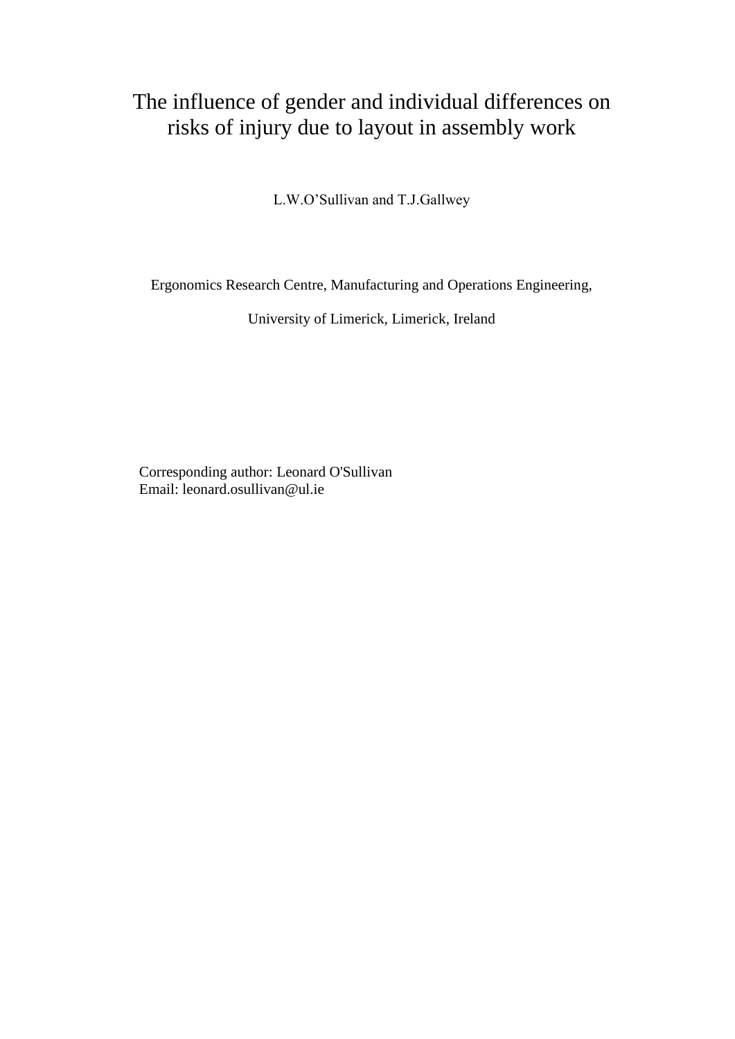# The influence of gender and individual differences on risks of injury due to layout in assembly work

L.W.O'Sullivan and T.J.Gallwey

Ergonomics Research Centre, Manufacturing and Operations Engineering,

University of Limerick, Limerick, Ireland

Corresponding author: Leonard O'Sullivan
Email: leonard.osullivan@ul.ie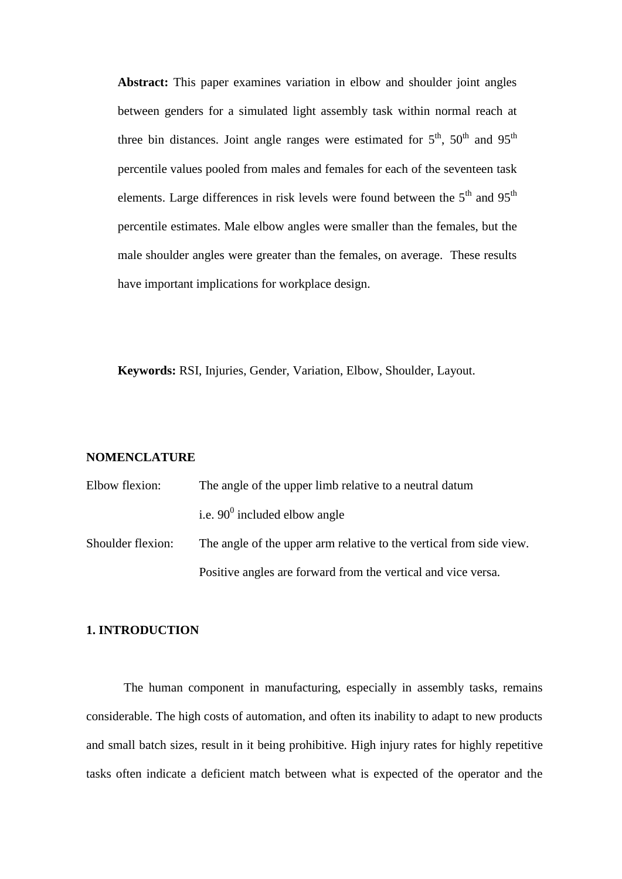**Abstract:** This paper examines variation in elbow and shoulder joint angles between genders for a simulated light assembly task within normal reach at three bin distances. Joint angle ranges were estimated for $5^{th}$, $50^{th}$ and $95^{th}$ percentile values pooled from males and females for each of the seventeen task elements. Large differences in risk levels were found between the $5^{th}$ and $95^{th}$ percentile estimates. Male elbow angles were smaller than the females, but the male shoulder angles were greater than the females, on average. These results have important implications for workplace design.

**Keywords:** RSI, Injuries, Gender, Variation, Elbow, Shoulder, Layout.

## NOMENCLATURE

Elbow flexion: The angle of the upper limb relative to a neutral datum i.e. $90^0$ included elbow angle

Shoulder flexion: The angle of the upper arm relative to the vertical from side view. Positive angles are forward from the vertical and vice versa.

## 1. INTRODUCTION

The human component in manufacturing, especially in assembly tasks, remains considerable. The high costs of automation, and often its inability to adapt to new products and small batch sizes, result in it being prohibitive. High injury rates for highly repetitive tasks often indicate a deficient match between what is expected of the operator and the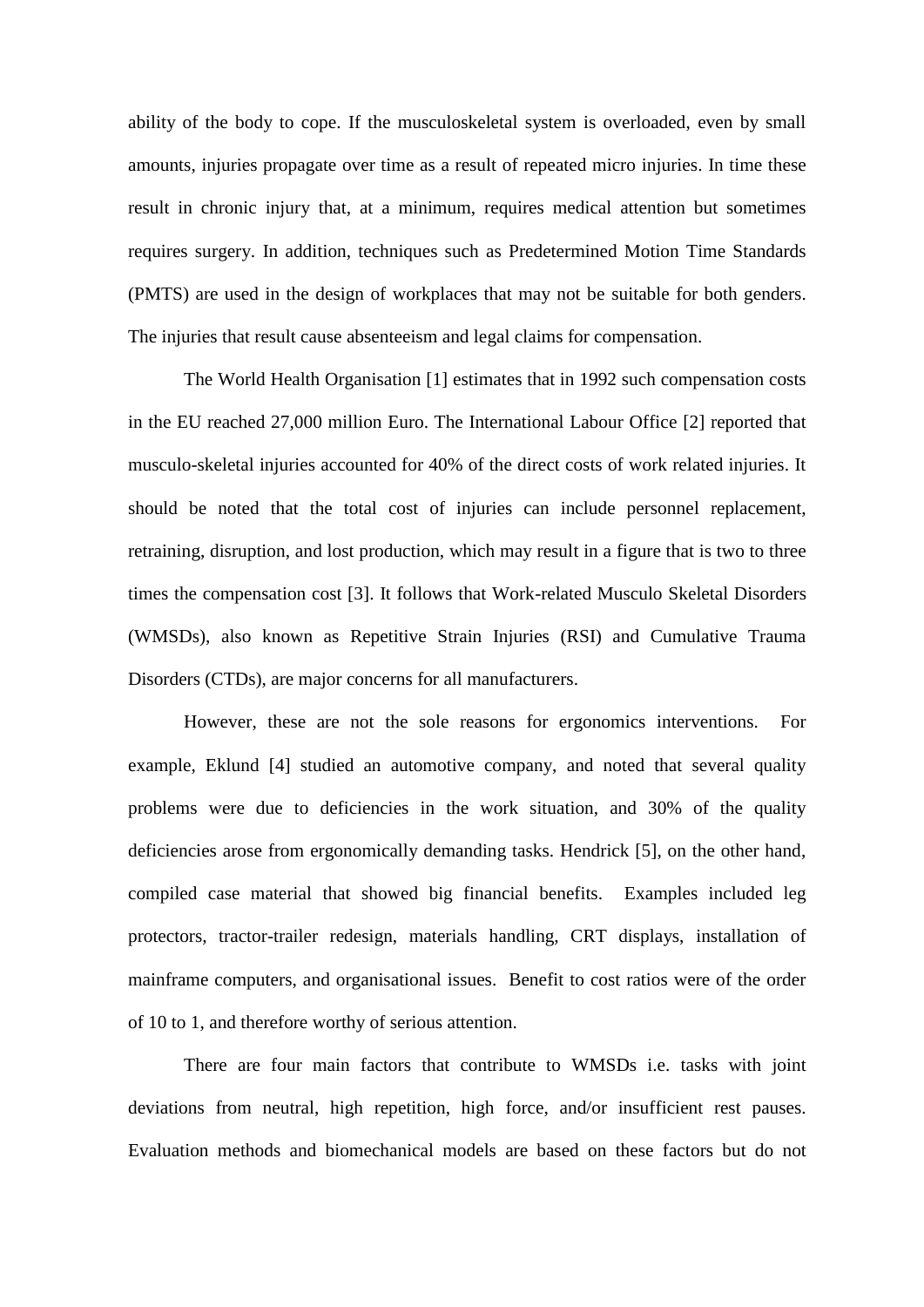ability of the body to cope. If the musculoskeletal system is overloaded, even by small amounts, injuries propagate over time as a result of repeated micro injuries. In time these result in chronic injury that, at a minimum, requires medical attention but sometimes requires surgery. In addition, techniques such as Predetermined Motion Time Standards (PMTS) are used in the design of workplaces that may not be suitable for both genders. The injuries that result cause absenteeism and legal claims for compensation.

The World Health Organisation [1] estimates that in 1992 such compensation costs in the EU reached 27,000 million Euro. The International Labour Office [2] reported that musculo-skeletal injuries accounted for 40% of the direct costs of work related injuries. It should be noted that the total cost of injuries can include personnel replacement, retraining, disruption, and lost production, which may result in a figure that is two to three times the compensation cost [3]. It follows that Work-related Musculo Skeletal Disorders (WMSDs), also known as Repetitive Strain Injuries (RSI) and Cumulative Trauma Disorders (CTDs), are major concerns for all manufacturers.

However, these are not the sole reasons for ergonomics interventions. For example, Eklund [4] studied an automotive company, and noted that several quality problems were due to deficiencies in the work situation, and 30% of the quality deficiencies arose from ergonomically demanding tasks. Hendrick [5], on the other hand, compiled case material that showed big financial benefits. Examples included leg protectors, tractor-trailer redesign, materials handling, CRT displays, installation of mainframe computers, and organisational issues. Benefit to cost ratios were of the order of 10 to 1, and therefore worthy of serious attention.

There are four main factors that contribute to WMSDs i.e. tasks with joint deviations from neutral, high repetition, high force, and/or insufficient rest pauses. Evaluation methods and biomechanical models are based on these factors but do not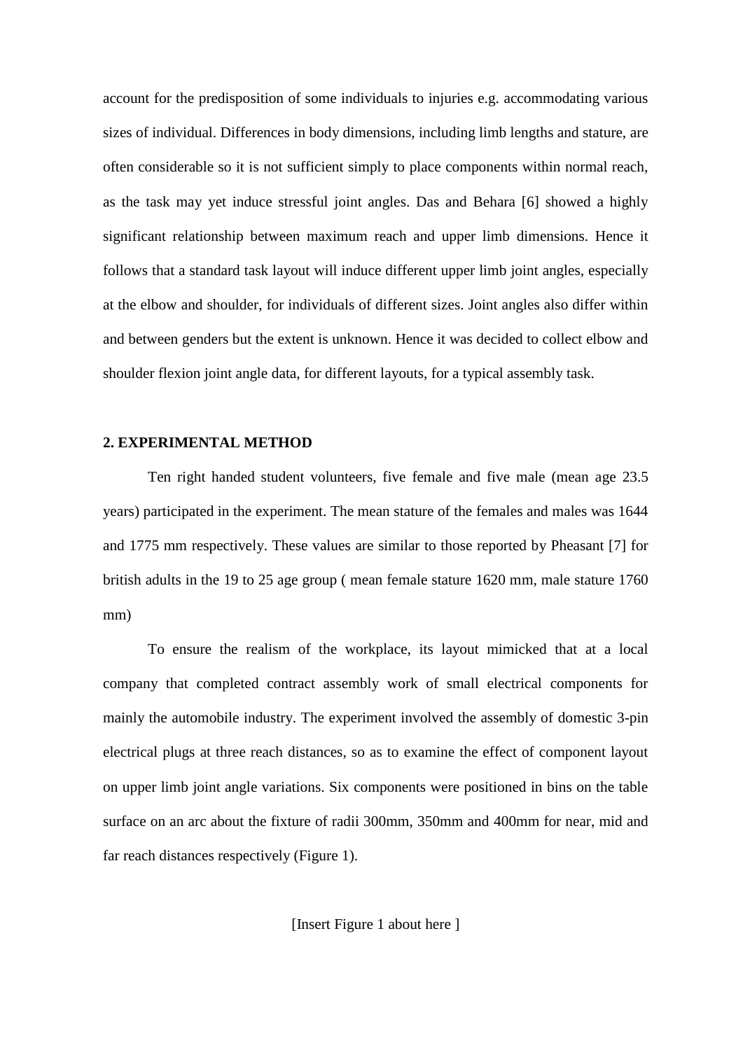account for the predisposition of some individuals to injuries e.g. accommodating various sizes of individual. Differences in body dimensions, including limb lengths and stature, are often considerable so it is not sufficient simply to place components within normal reach, as the task may yet induce stressful joint angles. Das and Behara [6] showed a highly significant relationship between maximum reach and upper limb dimensions. Hence it follows that a standard task layout will induce different upper limb joint angles, especially at the elbow and shoulder, for individuals of different sizes. Joint angles also differ within and between genders but the extent is unknown. Hence it was decided to collect elbow and shoulder flexion joint angle data, for different layouts, for a typical assembly task.

## 2. EXPERIMENTAL METHOD

Ten right handed student volunteers, five female and five male (mean age 23.5 years) participated in the experiment. The mean stature of the females and males was 1644 and 1775 mm respectively. These values are similar to those reported by Pheasant [7] for british adults in the 19 to 25 age group ( mean female stature 1620 mm, male stature 1760 mm)

To ensure the realism of the workplace, its layout mimicked that at a local company that completed contract assembly work of small electrical components for mainly the automobile industry. The experiment involved the assembly of domestic 3-pin electrical plugs at three reach distances, so as to examine the effect of component layout on upper limb joint angle variations. Six components were positioned in bins on the table surface on an arc about the fixture of radii 300mm, 350mm and 400mm for near, mid and far reach distances respectively (Figure 1).

[Insert Figure 1 about here ]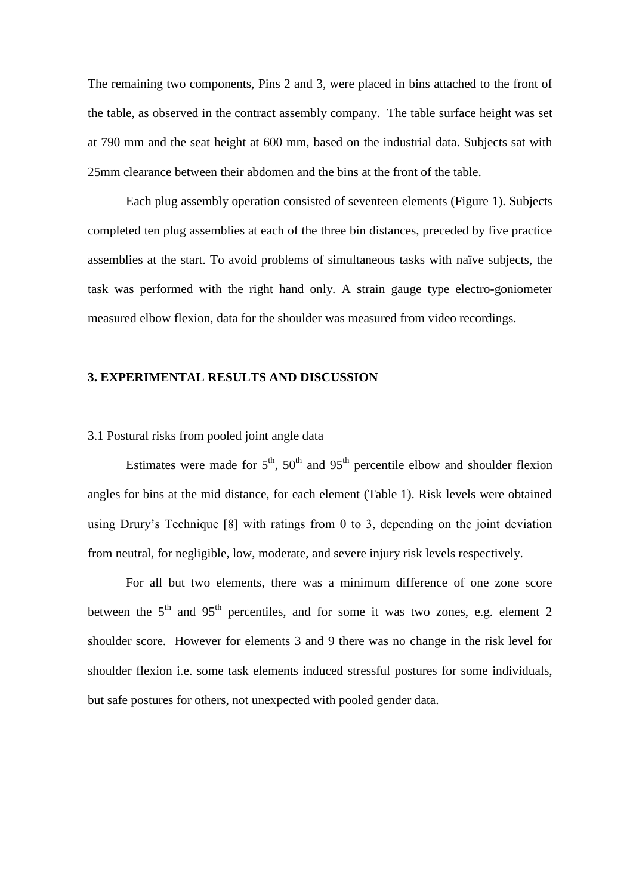The remaining two components, Pins 2 and 3, were placed in bins attached to the front of the table, as observed in the contract assembly company. The table surface height was set at 790 mm and the seat height at 600 mm, based on the industrial data. Subjects sat with 25mm clearance between their abdomen and the bins at the front of the table.

Each plug assembly operation consisted of seventeen elements (Figure 1). Subjects completed ten plug assemblies at each of the three bin distances, preceded by five practice assemblies at the start. To avoid problems of simultaneous tasks with naïve subjects, the task was performed with the right hand only. A strain gauge type electro-goniometer measured elbow flexion, data for the shoulder was measured from video recordings.

## 3. EXPERIMENTAL RESULTS AND DISCUSSION

### 3.1 Postural risks from pooled joint angle data

Estimates were made for $5^{th}$, $50^{th}$ and $95^{th}$ percentile elbow and shoulder flexion angles for bins at the mid distance, for each element (Table 1). Risk levels were obtained using Drury's Technique [8] with ratings from 0 to 3, depending on the joint deviation from neutral, for negligible, low, moderate, and severe injury risk levels respectively.

For all but two elements, there was a minimum difference of one zone score between the $5^{th}$ and $95^{th}$ percentiles, and for some it was two zones, e.g. element 2 shoulder score. However for elements 3 and 9 there was no change in the risk level for shoulder flexion i.e. some task elements induced stressful postures for some individuals, but safe postures for others, not unexpected with pooled gender data.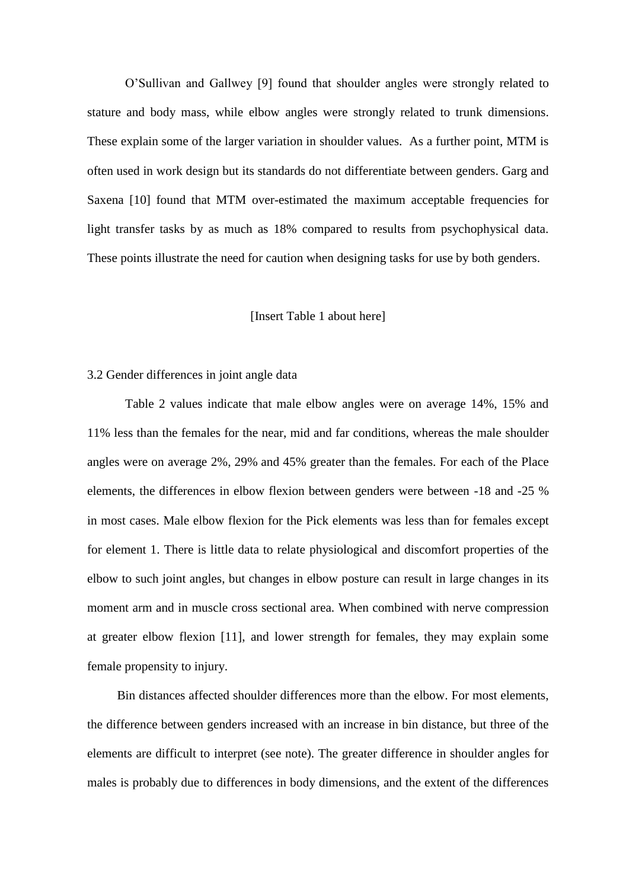O’Sullivan and Gallwey [9] found that shoulder angles were strongly related to stature and body mass, while elbow angles were strongly related to trunk dimensions. These explain some of the larger variation in shoulder values. As a further point, MTM is often used in work design but its standards do not differentiate between genders. Garg and Saxena [10] found that MTM over-estimated the maximum acceptable frequencies for light transfer tasks by as much as 18% compared to results from psychophysical data. These points illustrate the need for caution when designing tasks for use by both genders.

[Insert Table 1 about here]

3.2 Gender differences in joint angle data

Table 2 values indicate that male elbow angles were on average 14%, 15% and 11% less than the females for the near, mid and far conditions, whereas the male shoulder angles were on average 2%, 29% and 45% greater than the females. For each of the Place elements, the differences in elbow flexion between genders were between -18 and -25 % in most cases. Male elbow flexion for the Pick elements was less than for females except for element 1. There is little data to relate physiological and discomfort properties of the elbow to such joint angles, but changes in elbow posture can result in large changes in its moment arm and in muscle cross sectional area. When combined with nerve compression at greater elbow flexion [11], and lower strength for females, they may explain some female propensity to injury.

Bin distances affected shoulder differences more than the elbow. For most elements, the difference between genders increased with an increase in bin distance, but three of the elements are difficult to interpret (see note). The greater difference in shoulder angles for males is probably due to differences in body dimensions, and the extent of the differences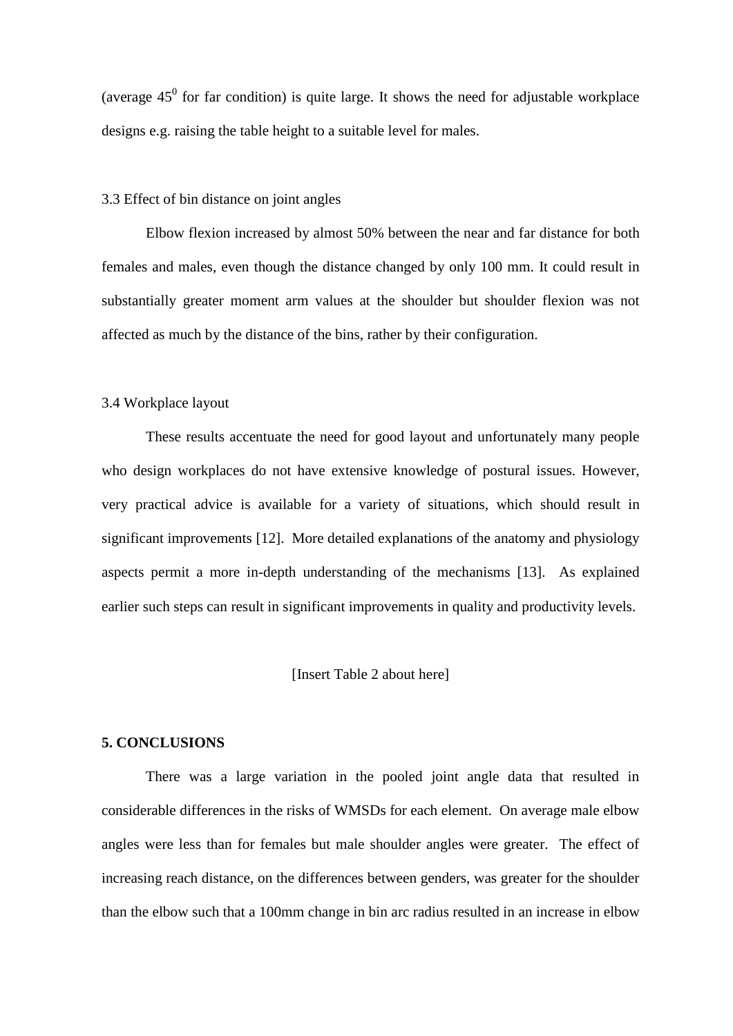(average $45^0$ for far condition) is quite large. It shows the need for adjustable workplace designs e.g. raising the table height to a suitable level for males.

### 3.3 Effect of bin distance on joint angles

Elbow flexion increased by almost 50% between the near and far distance for both females and males, even though the distance changed by only 100 mm. It could result in substantially greater moment arm values at the shoulder but shoulder flexion was not affected as much by the distance of the bins, rather by their configuration.

### 3.4 Workplace layout

These results accentuate the need for good layout and unfortunately many people who design workplaces do not have extensive knowledge of postural issues. However, very practical advice is available for a variety of situations, which should result in significant improvements [12]. More detailed explanations of the anatomy and physiology aspects permit a more in-depth understanding of the mechanisms [13]. As explained earlier such steps can result in significant improvements in quality and productivity levels.

[Insert Table 2 about here]

## 5. CONCLUSIONS

There was a large variation in the pooled joint angle data that resulted in considerable differences in the risks of WMSDs for each element. On average male elbow angles were less than for females but male shoulder angles were greater. The effect of increasing reach distance, on the differences between genders, was greater for the shoulder than the elbow such that a 100mm change in bin arc radius resulted in an increase in elbow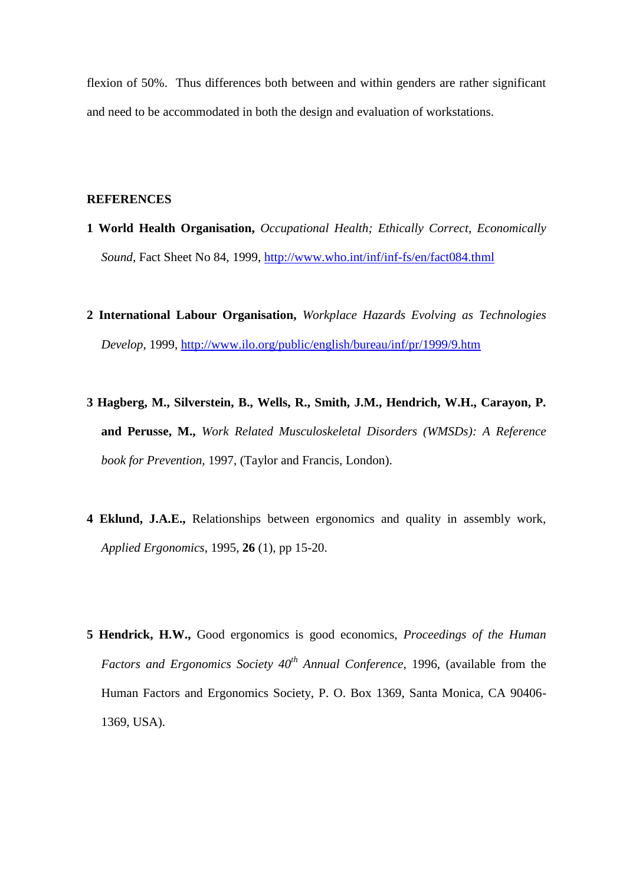flexion of 50%. Thus differences both between and within genders are rather significant and need to be accommodated in both the design and evaluation of workstations.

## REFERENCES

1 **World Health Organisation,** *Occupational Health; Ethically Correct, Economically Sound*, Fact Sheet No 84, 1999, http://www.who.int/inf/inf-fs/en/fact084.thml

2 **International Labour Organisation,** *Workplace Hazards Evolving as Technologies Develop*, 1999, http://www.ilo.org/public/english/bureau/inf/pr/1999/9.htm

3 **Hagberg, M., Silverstein, B., Wells, R., Smith, J.M., Hendrich, W.H., Carayon, P. and Perusse, M.,** *Work Related Musculoskeletal Disorders (WMSDs): A Reference book for Prevention*, 1997, (Taylor and Francis, London).

4 **Eklund, J.A.E.,** Relationships between ergonomics and quality in assembly work, *Applied Ergonomics*, 1995, **26** (1), pp 15-20.

5 **Hendrick, H.W.,** Good ergonomics is good economics, *Proceedings of the Human Factors and Ergonomics Society 40th Annual Conference*, 1996, (available from the Human Factors and Ergonomics Society, P. O. Box 1369, Santa Monica, CA 90406-1369, USA).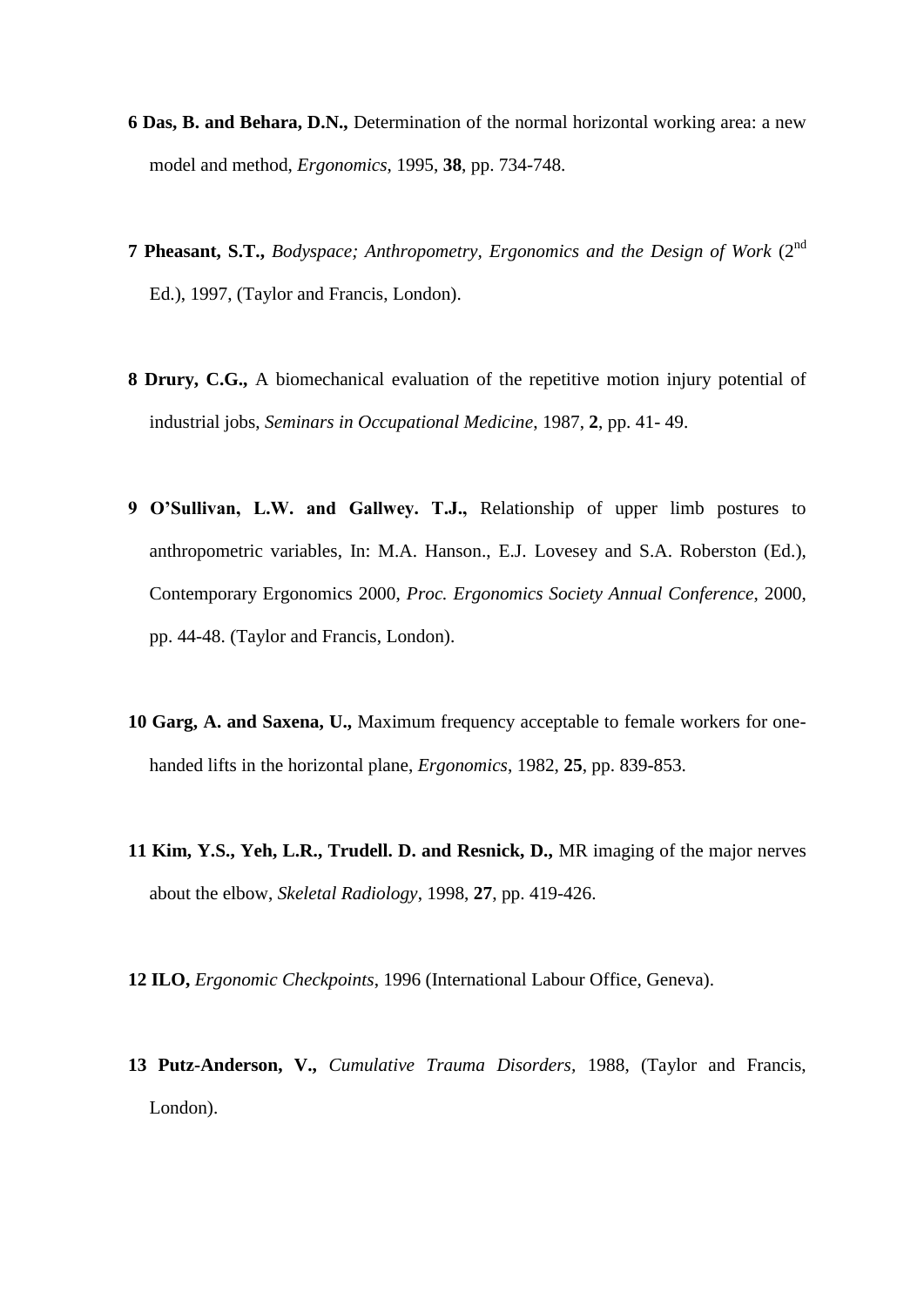**6 Das, B. and Behara, D.N.,** Determination of the normal horizontal working area: a new model and method, *Ergonomics*, 1995, **38**, pp. 734-748.

**7 Pheasant, S.T.,** *Bodyspace; Anthropometry, Ergonomics and the Design of Work* (2nd Ed.), 1997, (Taylor and Francis, London).

**8 Drury, C.G.,** A biomechanical evaluation of the repetitive motion injury potential of industrial jobs, *Seminars in Occupational Medicine*, 1987, **2**, pp. 41- 49.

**9 O'Sullivan, L.W. and Gallwey. T.J.,** Relationship of upper limb postures to anthropometric variables, In: M.A. Hanson., E.J. Lovesey and S.A. Roberston (Ed.), Contemporary Ergonomics 2000, *Proc. Ergonomics Society Annual Conference*, 2000, pp. 44-48. (Taylor and Francis, London).

**10 Garg, A. and Saxena, U.,** Maximum frequency acceptable to female workers for one-handed lifts in the horizontal plane, *Ergonomics*, 1982, **25**, pp. 839-853.

**11 Kim, Y.S., Yeh, L.R., Trudell. D. and Resnick, D.,** MR imaging of the major nerves about the elbow, *Skeletal Radiology*, 1998, **27**, pp. 419-426.

**12 ILO,** *Ergonomic Checkpoints*, 1996 (International Labour Office, Geneva).

**13 Putz-Anderson, V.,** *Cumulative Trauma Disorders*, 1988, (Taylor and Francis, London).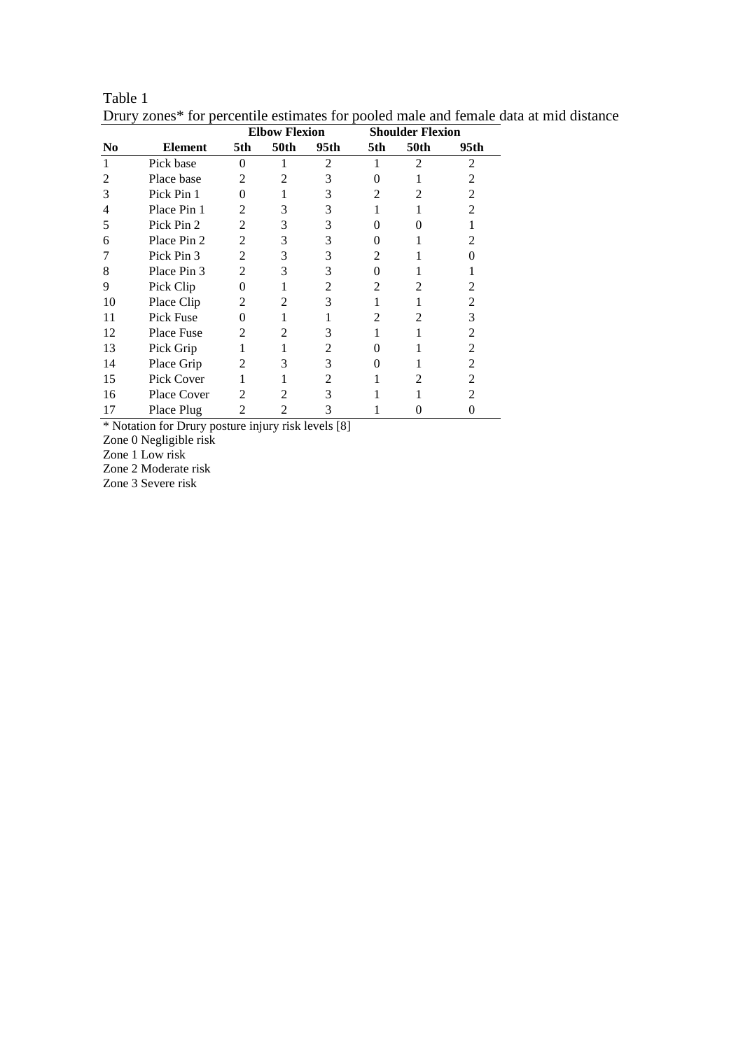Table 1

Drury zones* for percentile estimates for pooled male and female data at mid distance

| | | Elbow Flexion | | | Shoulder Flexion | | |
|---|---|---|---|---|---|---|---|
| **No** | **Element** | **5th** | **50th** | **95th** | **5th** | **50th** | **95th** |
| 1 | Pick base | 0 | 1 | 2 | 1 | 2 | 2 |
| 2 | Place base | 2 | 2 | 3 | 0 | 1 | 2 |
| 3 | Pick Pin 1 | 0 | 1 | 3 | 2 | 2 | 2 |
| 4 | Place Pin 1 | 2 | 3 | 3 | 1 | 1 | 2 |
| 5 | Pick Pin 2 | 2 | 3 | 3 | 0 | 0 | 1 |
| 6 | Place Pin 2 | 2 | 3 | 3 | 0 | 1 | 2 |
| 7 | Pick Pin 3 | 2 | 3 | 3 | 2 | 1 | 0 |
| 8 | Place Pin 3 | 2 | 3 | 3 | 0 | 1 | 1 |
| 9 | Pick Clip | 0 | 1 | 2 | 2 | 2 | 2 |
| 10 | Place Clip | 2 | 2 | 3 | 1 | 1 | 2 |
| 11 | Pick Fuse | 0 | 1 | 1 | 2 | 2 | 3 |
| 12 | Place Fuse | 2 | 2 | 3 | 1 | 1 | 2 |
| 13 | Pick Grip | 1 | 1 | 2 | 0 | 1 | 2 |
| 14 | Place Grip | 2 | 3 | 3 | 0 | 1 | 2 |
| 15 | Pick Cover | 1 | 1 | 2 | 1 | 2 | 2 |
| 16 | Place Cover | 2 | 2 | 3 | 1 | 1 | 2 |
| 17 | Place Plug | 2 | 2 | 3 | 1 | 0 | 0 |

* Notation for Drury posture injury risk levels [8]

Zone 0 Negligible risk

Zone 1 Low risk

Zone 2 Moderate risk

Zone 3 Severe risk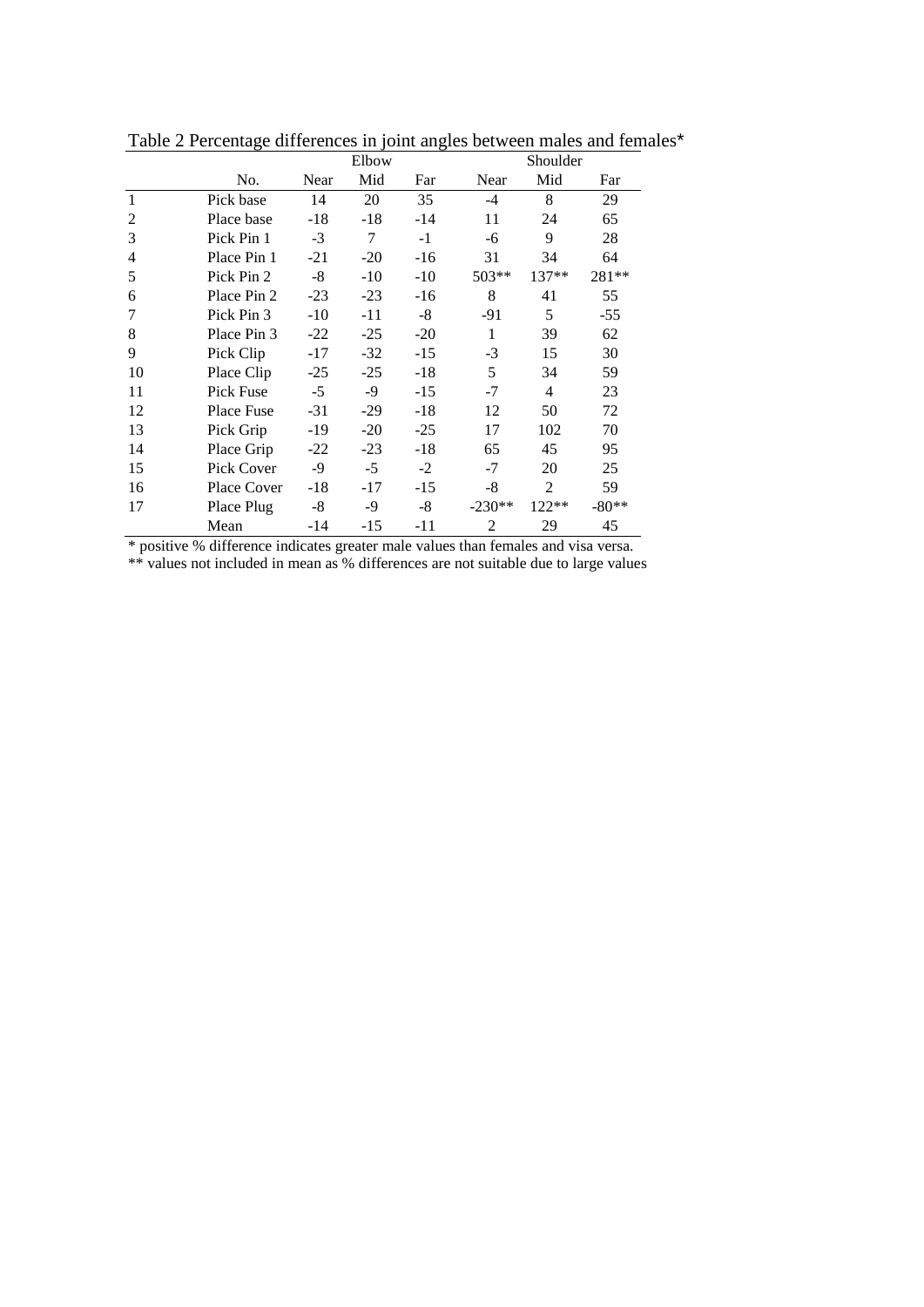Table 2 Percentage differences in joint angles between males and females*

| | No. | Elbow | | | Shoulder | | |
|---|---|---|---|---|---|---|---|
| | | Near | Mid | Far | Near | Mid | Far |
| 1 | Pick base | 14 | 20 | 35 | -4 | 8 | 29 |
| 2 | Place base | -18 | -18 | -14 | 11 | 24 | 65 |
| 3 | Pick Pin 1 | -3 | 7 | -1 | -6 | 9 | 28 |
| 4 | Place Pin 1 | -21 | -20 | -16 | 31 | 34 | 64 |
| 5 | Pick Pin 2 | -8 | -10 | -10 | 503** | 137** | 281** |
| 6 | Place Pin 2 | -23 | -23 | -16 | 8 | 41 | 55 |
| 7 | Pick Pin 3 | -10 | -11 | -8 | -91 | 5 | -55 |
| 8 | Place Pin 3 | -22 | -25 | -20 | 1 | 39 | 62 |
| 9 | Pick Clip | -17 | -32 | -15 | -3 | 15 | 30 |
| 10 | Place Clip | -25 | -25 | -18 | 5 | 34 | 59 |
| 11 | Pick Fuse | -5 | -9 | -15 | -7 | 4 | 23 |
| 12 | Place Fuse | -31 | -29 | -18 | 12 | 50 | 72 |
| 13 | Pick Grip | -19 | -20 | -25 | 17 | 102 | 70 |
| 14 | Place Grip | -22 | -23 | -18 | 65 | 45 | 95 |
| 15 | Pick Cover | -9 | -5 | -2 | -7 | 20 | 25 |
| 16 | Place Cover | -18 | -17 | -15 | -8 | 2 | 59 |
| 17 | Place Plug | -8 | -9 | -8 | -230** | 122** | -80** |
| | Mean | -14 | -15 | -11 | 2 | 29 | 45 |

* positive % difference indicates greater male values than females and visa versa.

** values not included in mean as % differences are not suitable due to large values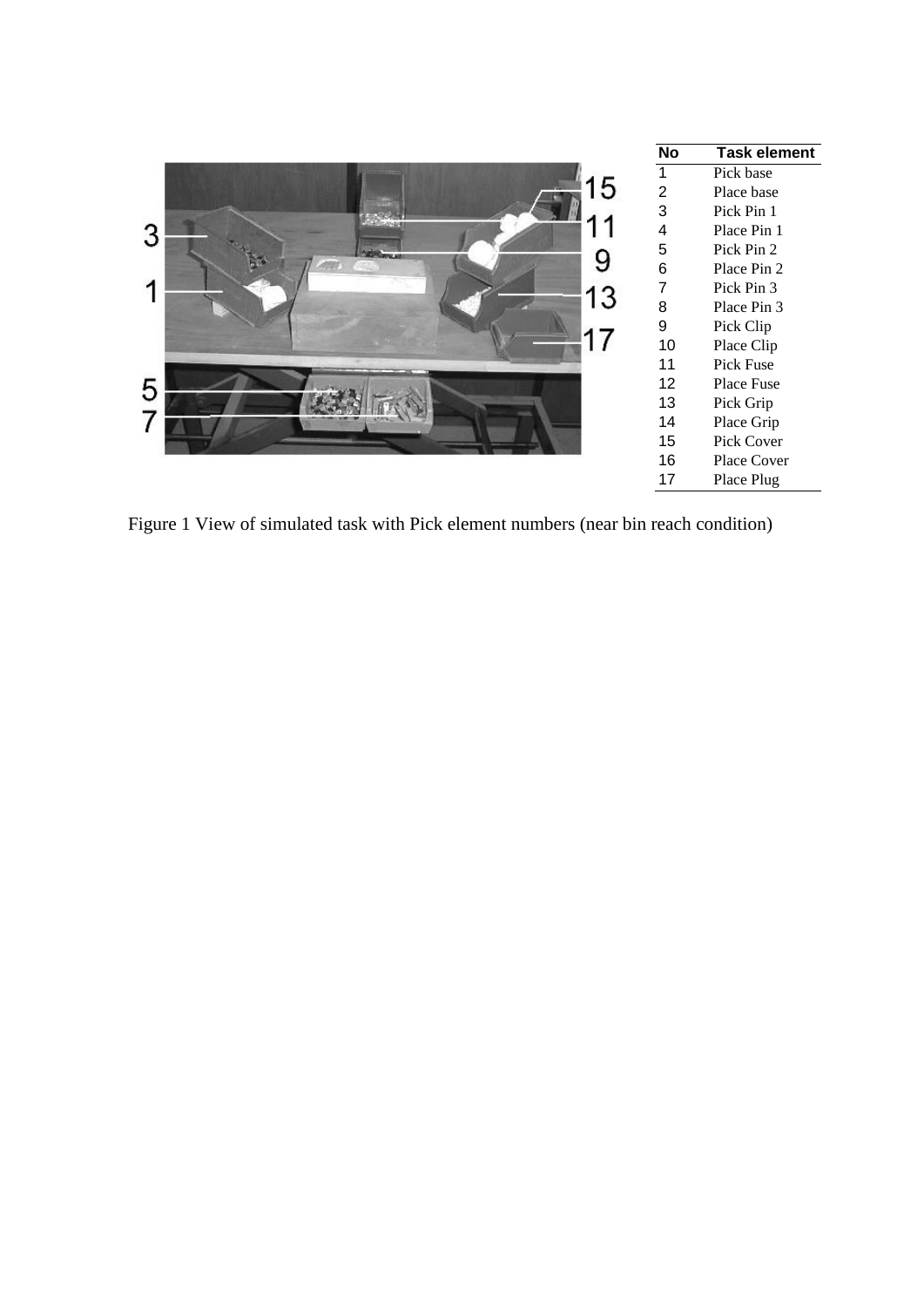| No | Task element |
|---|---|
| 1 | Pick base |
| 2 | Place base |
| 3 | Pick Pin 1 |
| 4 | Place Pin 1 |
| 5 | Pick Pin 2 |
| 6 | Place Pin 2 |
| 7 | Pick Pin 3 |
| 8 | Place Pin 3 |
| 9 | Pick Clip |
| 10 | Place Clip |
| 11 | Pick Fuse |
| 12 | Place Fuse |
| 13 | Pick Grip |
| 14 | Place Grip |
| 15 | Pick Cover |
| 16 | Place Cover |
| 17 | Place Plug |

Figure 1 View of simulated task with Pick element numbers (near bin reach condition)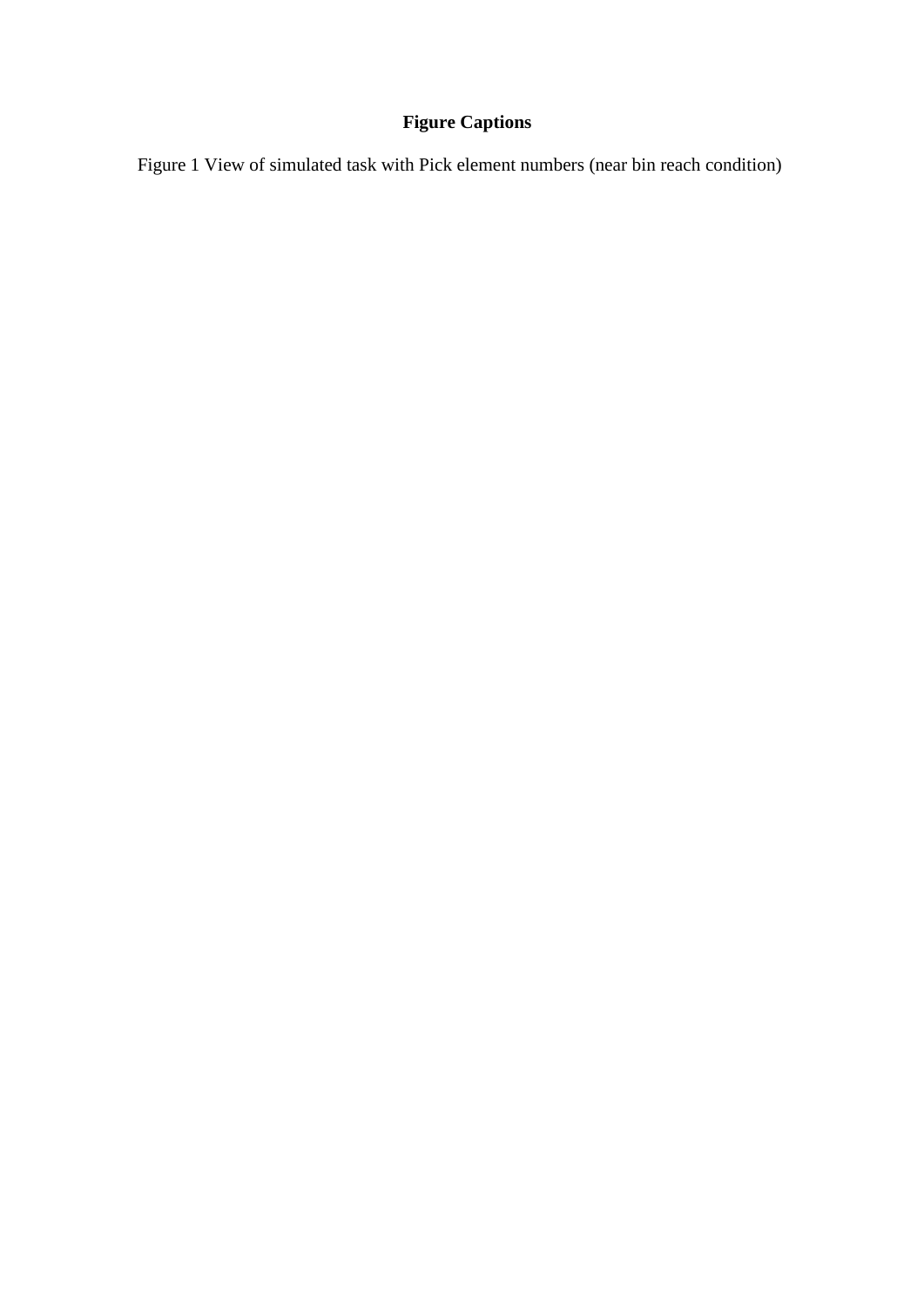# Figure Captions

Figure 1 View of simulated task with Pick element numbers (near bin reach condition)